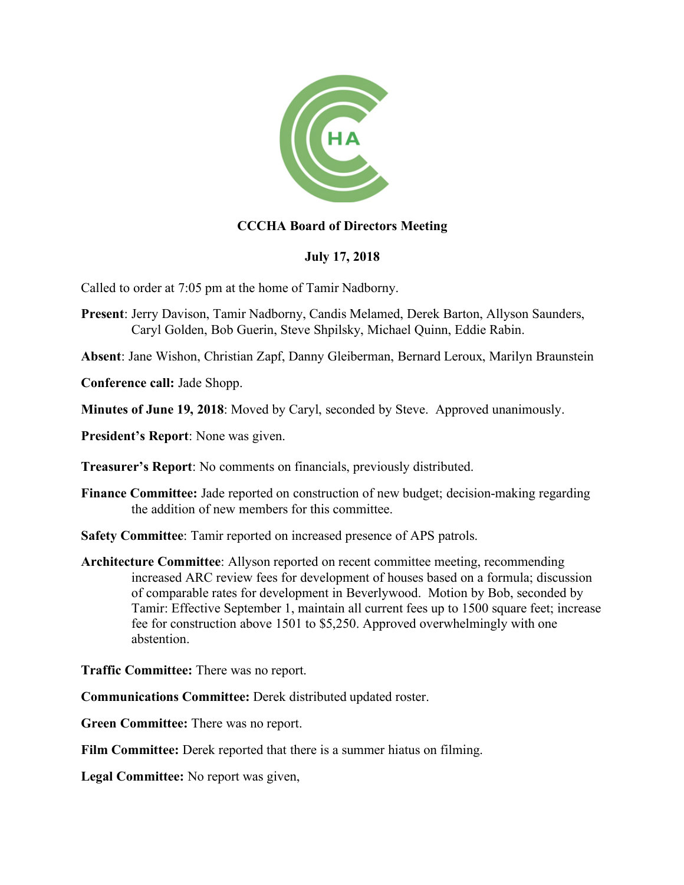# CCCHA Board of Directors Meeting

## July 17, 2018

Called to order at 7:05 pm at the home of Tamir Nadborny.

**Present**: Jerry Davison, Tamir Nadborny, Candis Melamed, Derek Barton, Allyson Saunders, Caryl Golden, Bob Guerin, Steve Shpilsky, Michael Quinn, Eddie Rabin.

**Absent**: Jane Wishon, Christian Zapf, Danny Gleiberman, Bernard Leroux, Marilyn Braunstein

**Conference call:** Jade Shopp.

**Minutes of June 19, 2018**: Moved by Caryl, seconded by Steve. Approved unanimously.

**President's Report**: None was given.

**Treasurer's Report**: No comments on financials, previously distributed.

**Finance Committee:** Jade reported on construction of new budget; decision-making regarding the addition of new members for this committee.

**Safety Committee**: Tamir reported on increased presence of APS patrols.

**Architecture Committee**: Allyson reported on recent committee meeting, recommending increased ARC review fees for development of houses based on a formula; discussion of comparable rates for development in Beverlywood. Motion by Bob, seconded by Tamir: Effective September 1, maintain all current fees up to 1500 square feet; increase fee for construction above 1501 to $5,250. Approved overwhelmingly with one abstention.

**Traffic Committee:** There was no report.

**Communications Committee:** Derek distributed updated roster.

**Green Committee:** There was no report.

**Film Committee:** Derek reported that there is a summer hiatus on filming.

**Legal Committee:** No report was given,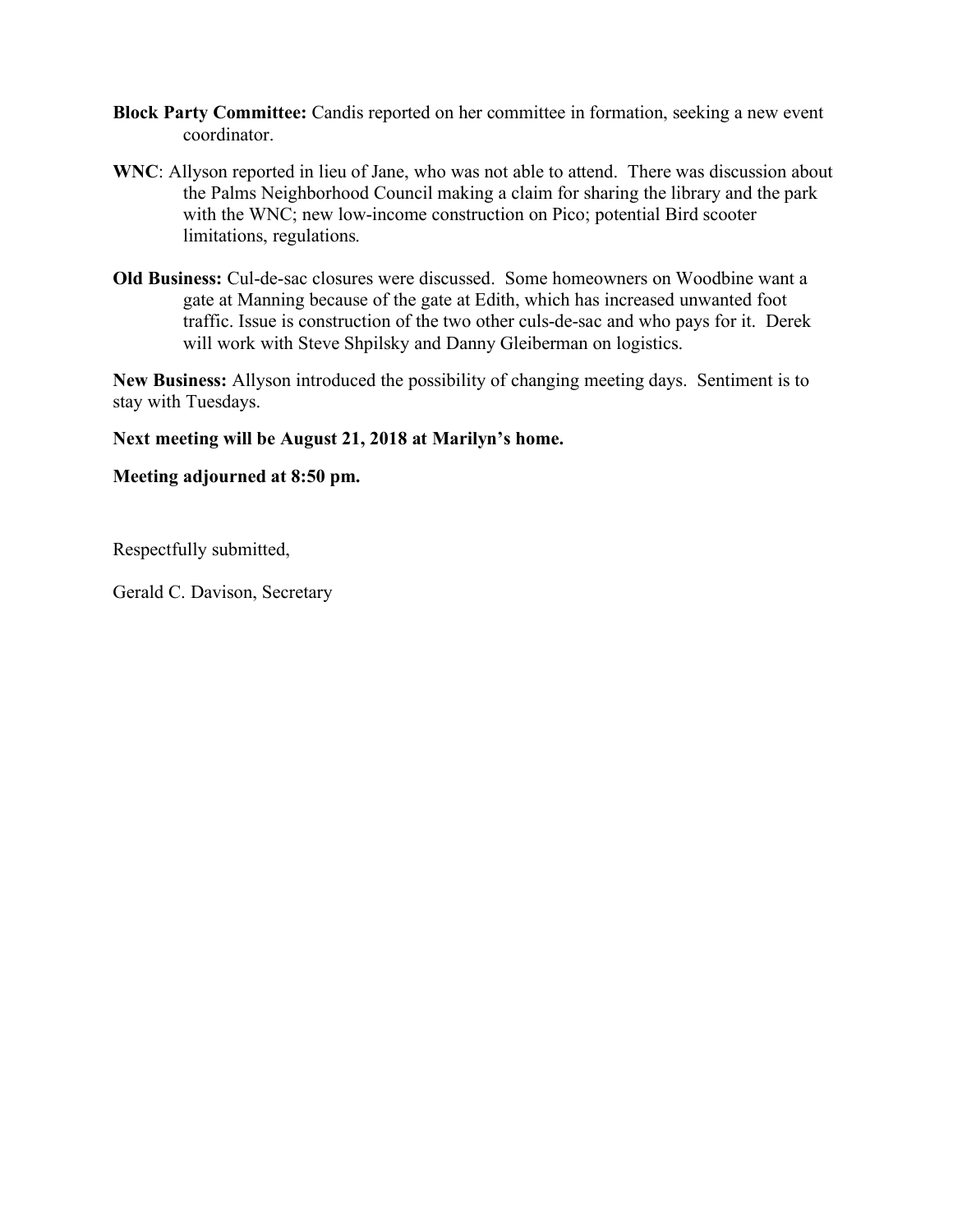**Block Party Committee:** Candis reported on her committee in formation, seeking a new event coordinator.

**WNC**: Allyson reported in lieu of Jane, who was not able to attend. There was discussion about the Palms Neighborhood Council making a claim for sharing the library and the park with the WNC; new low-income construction on Pico; potential Bird scooter limitations, regulations.

**Old Business:** Cul-de-sac closures were discussed. Some homeowners on Woodbine want a gate at Manning because of the gate at Edith, which has increased unwanted foot traffic. Issue is construction of the two other culs-de-sac and who pays for it. Derek will work with Steve Shpilsky and Danny Gleiberman on logistics.

**New Business:** Allyson introduced the possibility of changing meeting days. Sentiment is to stay with Tuesdays.

**Next meeting will be August 21, 2018 at Marilyn's home.**

**Meeting adjourned at 8:50 pm.**

Respectfully submitted,

Gerald C. Davison, Secretary